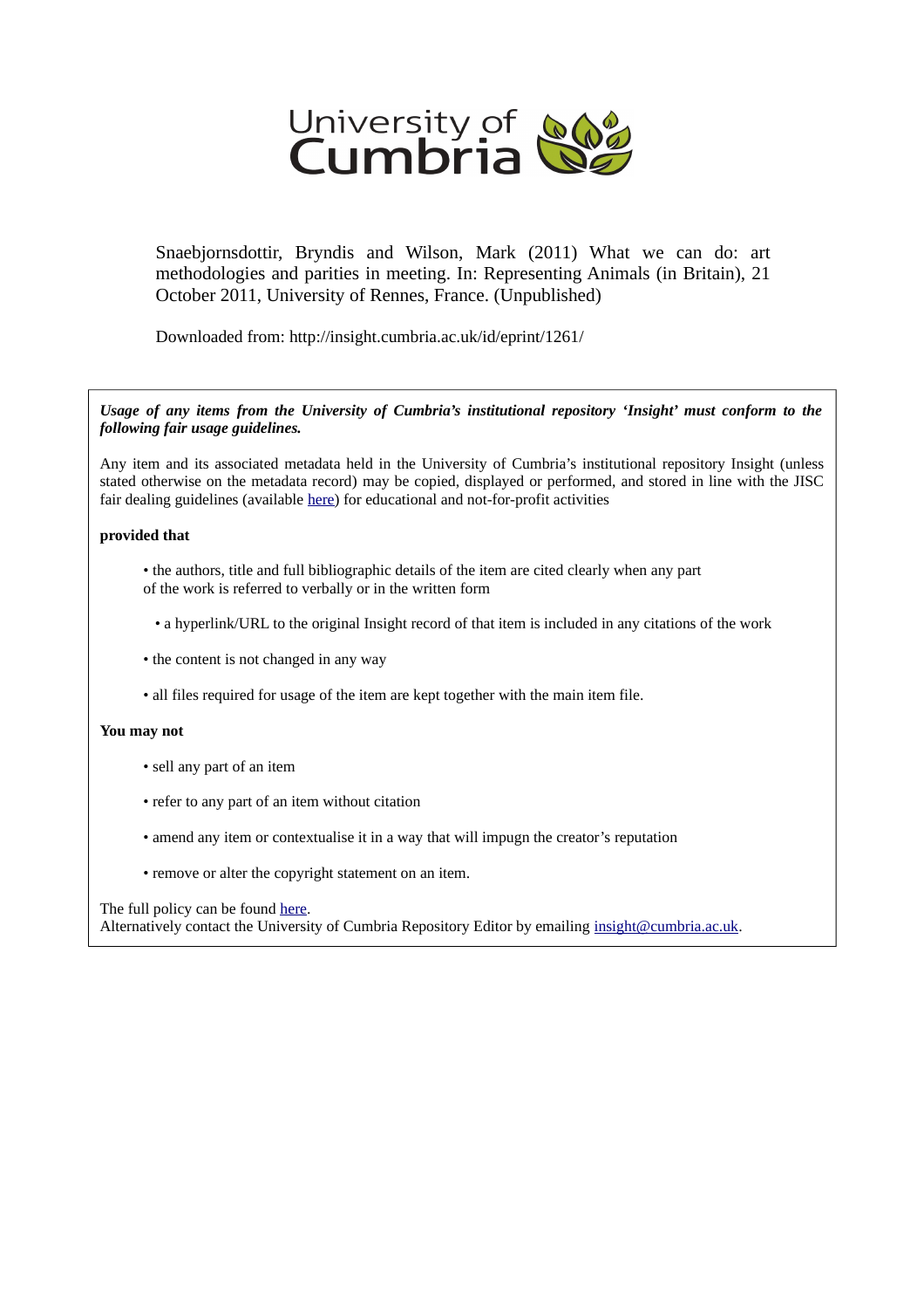University of Cumbria

Snaebjornsdottir, Bryndis and Wilson, Mark (2011) What we can do: art methodologies and parities in meeting. In: Representing Animals (in Britain), 21 October 2011, University of Rennes, France. (Unpublished)

Downloaded from: http://insight.cumbria.ac.uk/id/eprint/1261/

***Usage of any items from the University of Cumbria's institutional repository 'Insight' must conform to the following fair usage guidelines.***

Any item and its associated metadata held in the University of Cumbria's institutional repository Insight (unless stated otherwise on the metadata record) may be copied, displayed or performed, and stored in line with the JISC fair dealing guidelines (available here) for educational and not-for-profit activities

**provided that**

- the authors, title and full bibliographic details of the item are cited clearly when any part of the work is referred to verbally or in the written form
- a hyperlink/URL to the original Insight record of that item is included in any citations of the work
- the content is not changed in any way
- all files required for usage of the item are kept together with the main item file.

**You may not**

- sell any part of an item
- refer to any part of an item without citation
- amend any item or contextualise it in a way that will impugn the creator's reputation
- remove or alter the copyright statement on an item.

The full policy can be found here.
Alternatively contact the University of Cumbria Repository Editor by emailing insight@cumbria.ac.uk.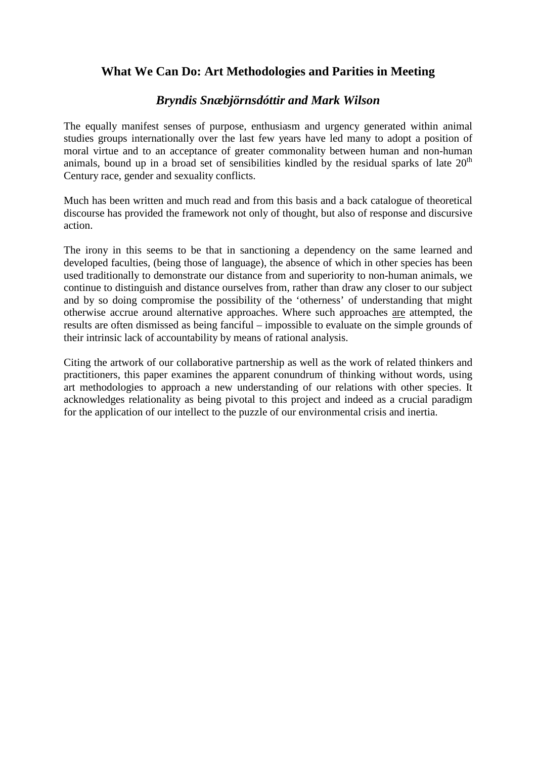# What We Can Do: Art Methodologies and Parities in Meeting

### *Bryndis Snæbjörnsdóttir and Mark Wilson*

The equally manifest senses of purpose, enthusiasm and urgency generated within animal studies groups internationally over the last few years have led many to adopt a position of moral virtue and to an acceptance of greater commonality between human and non-human animals, bound up in a broad set of sensibilities kindled by the residual sparks of late 20th Century race, gender and sexuality conflicts.

Much has been written and much read and from this basis and a back catalogue of theoretical discourse has provided the framework not only of thought, but also of response and discursive action.

The irony in this seems to be that in sanctioning a dependency on the same learned and developed faculties, (being those of language), the absence of which in other species has been used traditionally to demonstrate our distance from and superiority to non-human animals, we continue to distinguish and distance ourselves from, rather than draw any closer to our subject and by so doing compromise the possibility of the 'otherness' of understanding that might otherwise accrue around alternative approaches. Where such approaches <u>are</u> attempted, the results are often dismissed as being fanciful – impossible to evaluate on the simple grounds of their intrinsic lack of accountability by means of rational analysis.

Citing the artwork of our collaborative partnership as well as the work of related thinkers and practitioners, this paper examines the apparent conundrum of thinking without words, using art methodologies to approach a new understanding of our relations with other species. It acknowledges relationality as being pivotal to this project and indeed as a crucial paradigm for the application of our intellect to the puzzle of our environmental crisis and inertia.